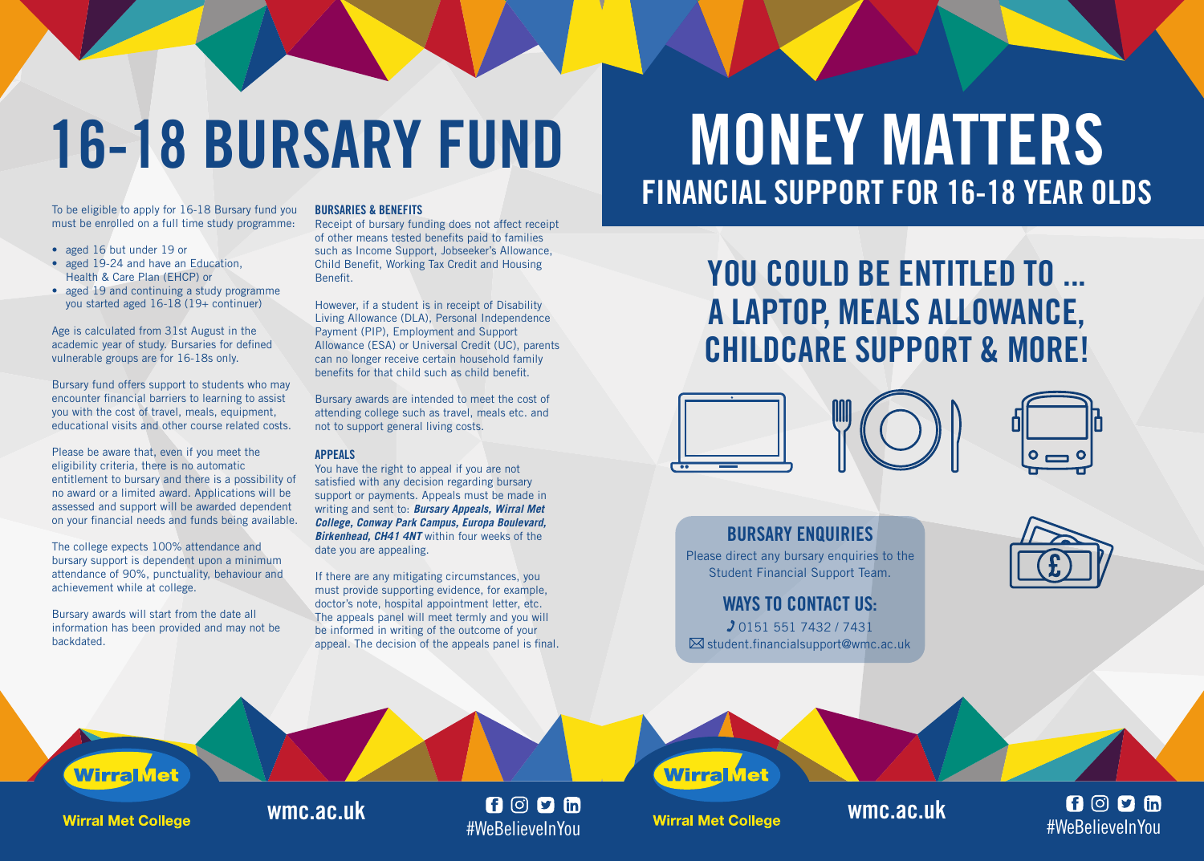# 16-18 BURSARY FUND

To be eligible to apply for 16-18 Bursary fund you must be enrolled on a full time study programme:

- aged 16 but under 19 or
- aged 19-24 and have an Education, Health & Care Plan (EHCP) or
- aged 19 and continuing a study programme you started aged 16-18 (19+ continuer)

Age is calculated from 31st August in the academic year of study. Bursaries for defined vulnerable groups are for 16-18s only.

Bursary fund offers support to students who may encounter financial barriers to learning to assist you with the cost of travel, meals, equipment, educational visits and other course related costs.

Please be aware that, even if you meet the eligibility criteria, there is no automatic entitlement to bursary and there is a possibility of no award or a limited award. Applications will be assessed and support will be awarded dependent on your financial needs and funds being available.

The college expects 100% attendance and bursary support is dependent upon a minimum attendance of 90%, punctuality, behaviour and achievement while at college.

Bursary awards will start from the date all information has been provided and may not be backdated.

### BURSARIES & BENEFITS

Receipt of bursary funding does not affect receipt of other means tested benefits paid to families such as Income Support, Jobseeker's Allowance, Child Benefit, Working Tax Credit and Housing Benefit.

However, if a student is in receipt of Disability Living Allowance (DLA), Personal Independence Payment (PIP), Employment and Support Allowance (ESA) or Universal Credit (UC), parents can no longer receive certain household family benefits for that child such as child benefit.

Bursary awards are intended to meet the cost of attending college such as travel, meals etc. and not to support general living costs.

### APPEALS

You have the right to appeal if you are not satisfied with any decision regarding bursary support or payments. Appeals must be made in writing and sent to: ***Bursary Appeals, Wirral Met College, Conway Park Campus, Europa Boulevard, Birkenhead, CH41 4NT*** within four weeks of the date you are appealing.

If there are any mitigating circumstances, you must provide supporting evidence, for example, doctor's note, hospital appointment letter, etc. The appeals panel will meet termly and you will be informed in writing of the outcome of your appeal. The decision of the appeals panel is final.

Wirral Met College

wmc.ac.uk

#WeBelieveInYou

# MONEY MATTERS

## FINANCIAL SUPPORT FOR 16-18 YEAR OLDS

## YOU COULD BE ENTITLED TO ... A LAPTOP, MEALS ALLOWANCE, CHILDCARE SUPPORT & MORE!

### BURSARY ENQUIRIES

Please direct any bursary enquiries to the Student Financial Support Team.

### WAYS TO CONTACT US:

0151 551 7432 / 7431

student.financialsupport@wmc.ac.uk

Wirral Met College

wmc.ac.uk

#WeBelieveInYou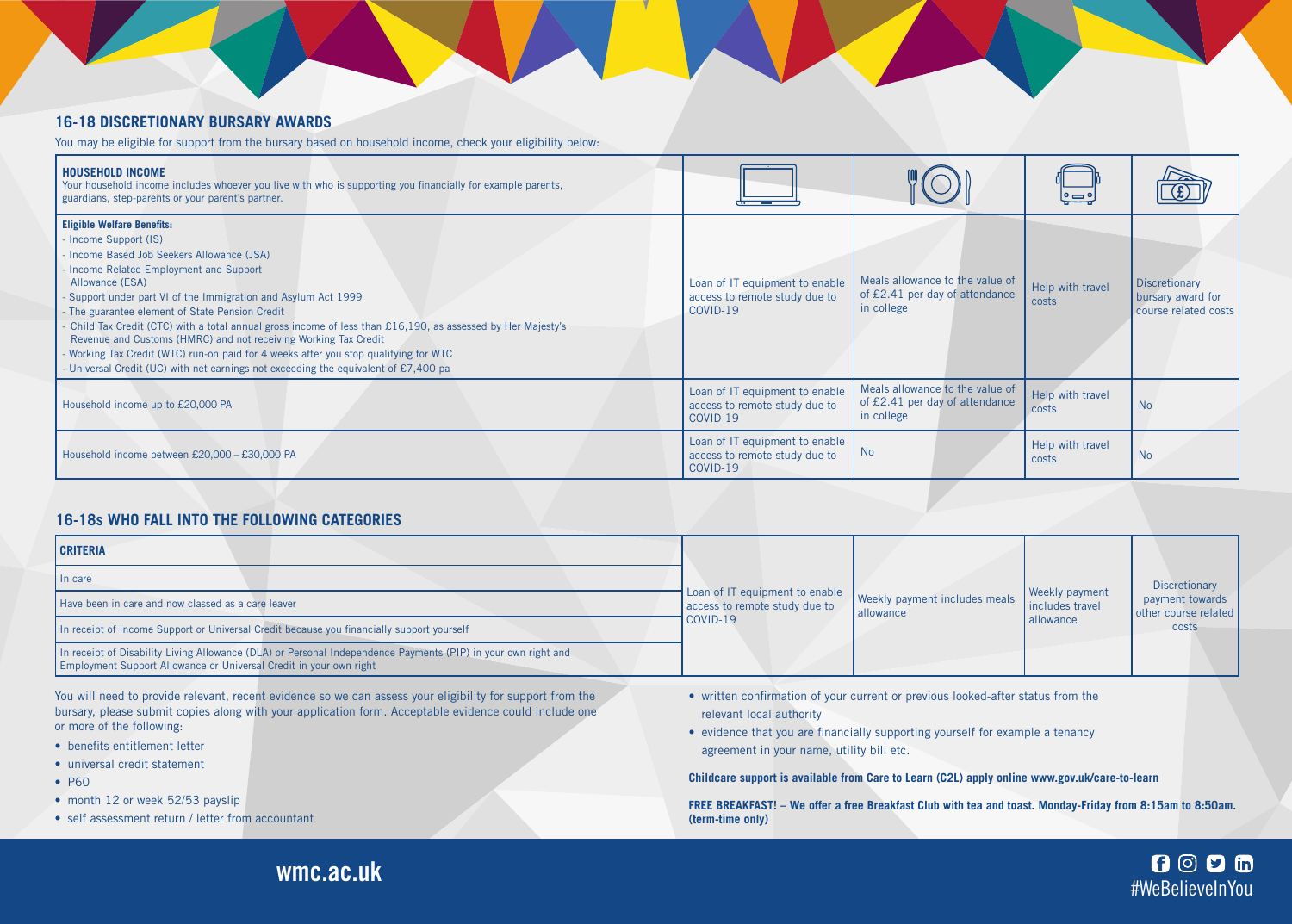## 16-18 DISCRETIONARY BURSARY AWARDS

You may be eligible for support from the bursary based on household income, check your eligibility below:

| **HOUSEHOLD INCOME** Your household income includes whoever you live with who is supporting you financially for example parents, guardians, step-parents or your parent's partner. | | | | |
|---|---|---|---|---|
| **Eligible Welfare Benefits:** - Income Support (IS) - Income Based Job Seekers Allowance (JSA) - Income Related Employment and Support Allowance (ESA) - Support under part VI of the Immigration and Asylum Act 1999 - The guarantee element of State Pension Credit - Child Tax Credit (CTC) with a total annual gross income of less than £16,190, as assessed by Her Majesty's Revenue and Customs (HMRC) and not receiving Working Tax Credit - Working Tax Credit (WTC) run-on paid for 4 weeks after you stop qualifying for WTC - Universal Credit (UC) with net earnings not exceeding the equivalent of £7,400 pa | Loan of IT equipment to enable access to remote study due to COVID-19 | Meals allowance to the value of of £2.41 per day of attendance in college | Help with travel costs | Discretionary bursary award for course related costs |
| Household income up to £20,000 PA | Loan of IT equipment to enable access to remote study due to COVID-19 | Meals allowance to the value of of £2.41 per day of attendance in college | Help with travel costs | No |
| Household income between £20,000 – £30,000 PA | Loan of IT equipment to enable access to remote study due to COVID-19 | No | Help with travel costs | No |

## 16-18s WHO FALL INTO THE FOLLOWING CATEGORIES

| **CRITERIA** | | | | |
|---|---|---|---|---|
| In care | Loan of IT equipment to enable access to remote study due to COVID-19 | Weekly payment includes meals allowance | Weekly payment includes travel allowance | Discretionary payment towards other course related costs |
| Have been in care and now classed as a care leaver | | | | |
| In receipt of Income Support or Universal Credit because you financially support yourself | | | | |
| In receipt of Disability Living Allowance (DLA) or Personal Independence Payments (PIP) in your own right and Employment Support Allowance or Universal Credit in your own right | | | | |

You will need to provide relevant, recent evidence so we can assess your eligibility for support from the bursary, please submit copies along with your application form. Acceptable evidence could include one or more of the following:

- benefits entitlement letter
- universal credit statement
- P60
- month 12 or week 52/53 payslip
- self assessment return / letter from accountant
- written confirmation of your current or previous looked-after status from the relevant local authority
- evidence that you are financially supporting yourself for example a tenancy agreement in your name, utility bill etc.

**Childcare support is available from Care to Learn (C2L) apply online www.gov.uk/care-to-learn**

**FREE BREAKFAST! – We offer a free Breakfast Club with tea and toast. Monday-Friday from 8:15am to 8:50am. (term-time only)**

**wmc.ac.uk**

#WeBelieveInYou